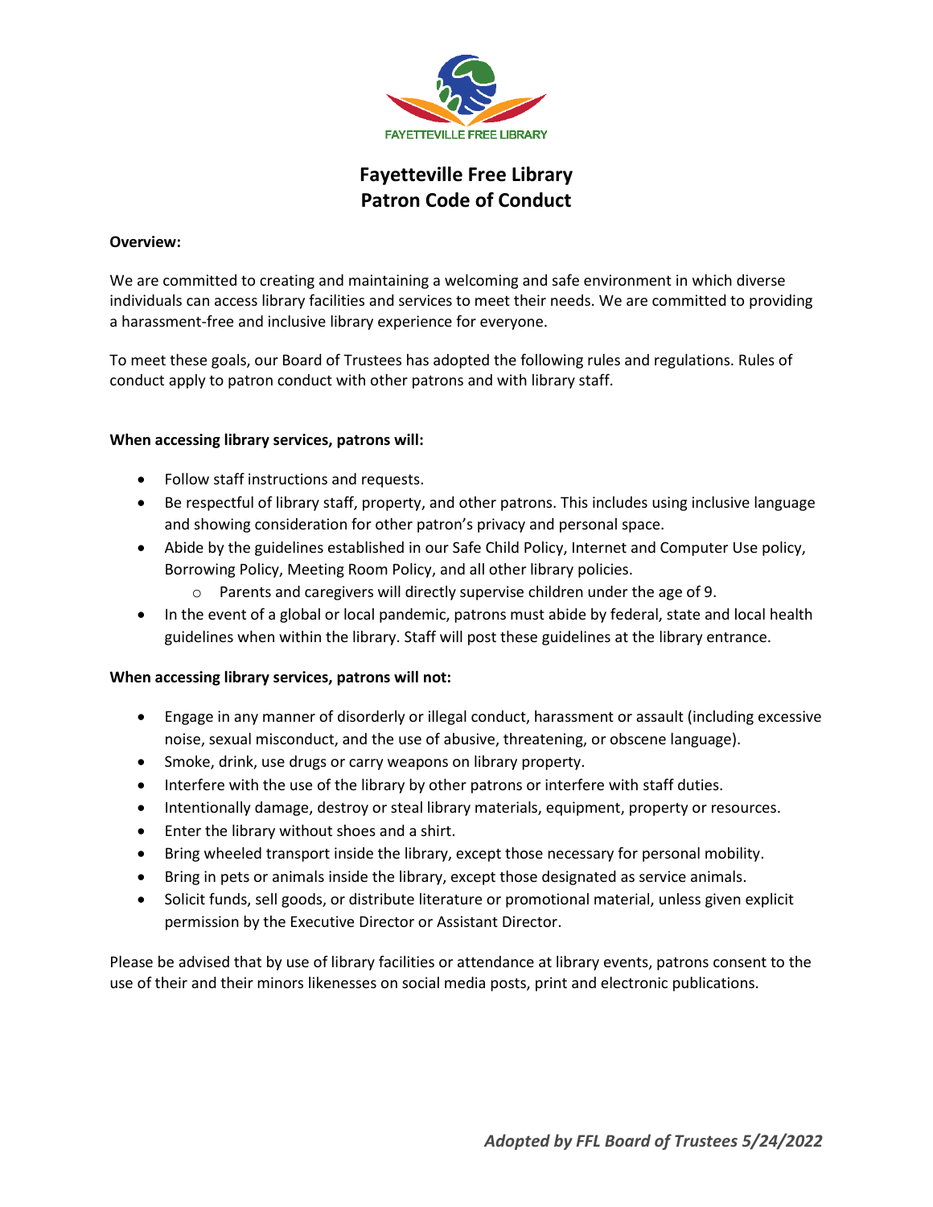FAYETTEVILLE FREE LIBRARY

# Fayetteville Free Library
# Patron Code of Conduct

**Overview:**

We are committed to creating and maintaining a welcoming and safe environment in which diverse individuals can access library facilities and services to meet their needs. We are committed to providing a harassment-free and inclusive library experience for everyone.

To meet these goals, our Board of Trustees has adopted the following rules and regulations. Rules of conduct apply to patron conduct with other patrons and with library staff.

**When accessing library services, patrons will:**

- Follow staff instructions and requests.
- Be respectful of library staff, property, and other patrons. This includes using inclusive language and showing consideration for other patron's privacy and personal space.
- Abide by the guidelines established in our Safe Child Policy, Internet and Computer Use policy, Borrowing Policy, Meeting Room Policy, and all other library policies.
  - Parents and caregivers will directly supervise children under the age of 9.
- In the event of a global or local pandemic, patrons must abide by federal, state and local health guidelines when within the library. Staff will post these guidelines at the library entrance.

**When accessing library services, patrons will not:**

- Engage in any manner of disorderly or illegal conduct, harassment or assault (including excessive noise, sexual misconduct, and the use of abusive, threatening, or obscene language).
- Smoke, drink, use drugs or carry weapons on library property.
- Interfere with the use of the library by other patrons or interfere with staff duties.
- Intentionally damage, destroy or steal library materials, equipment, property or resources.
- Enter the library without shoes and a shirt.
- Bring wheeled transport inside the library, except those necessary for personal mobility.
- Bring in pets or animals inside the library, except those designated as service animals.
- Solicit funds, sell goods, or distribute literature or promotional material, unless given explicit permission by the Executive Director or Assistant Director.

Please be advised that by use of library facilities or attendance at library events, patrons consent to the use of their and their minors likenesses on social media posts, print and electronic publications.

***Adopted by FFL Board of Trustees 5/24/2022***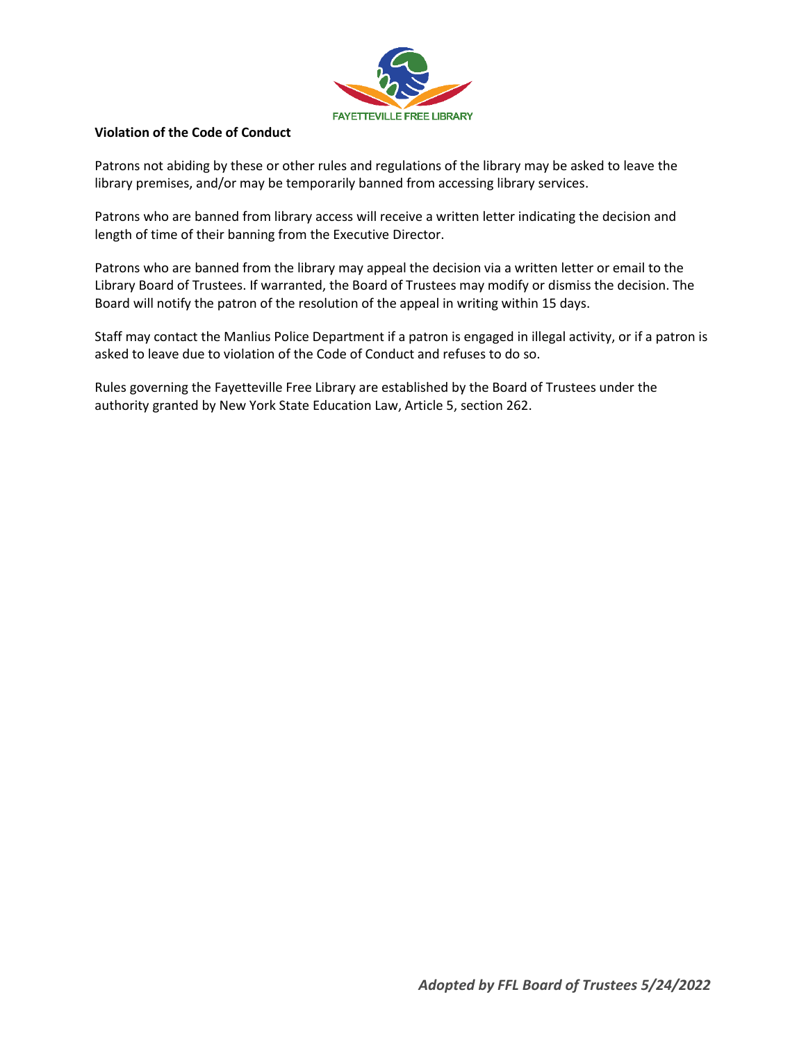FAYETTEVILLE FREE LIBRARY

**Violation of the Code of Conduct**

Patrons not abiding by these or other rules and regulations of the library may be asked to leave the library premises, and/or may be temporarily banned from accessing library services.

Patrons who are banned from library access will receive a written letter indicating the decision and length of time of their banning from the Executive Director.

Patrons who are banned from the library may appeal the decision via a written letter or email to the Library Board of Trustees. If warranted, the Board of Trustees may modify or dismiss the decision. The Board will notify the patron of the resolution of the appeal in writing within 15 days.

Staff may contact the Manlius Police Department if a patron is engaged in illegal activity, or if a patron is asked to leave due to violation of the Code of Conduct and refuses to do so.

Rules governing the Fayetteville Free Library are established by the Board of Trustees under the authority granted by New York State Education Law, Article 5, section 262.

***Adopted by FFL Board of Trustees 5/24/2022***